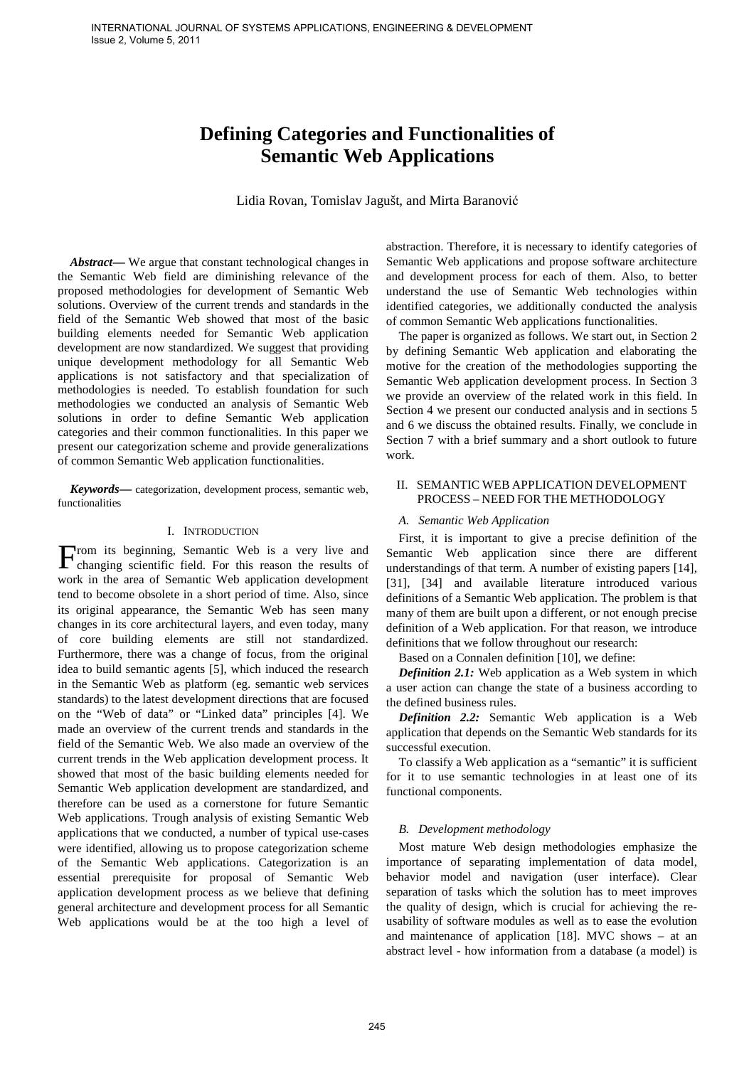# Defining Categories and Functionalities of Semantic Web Applications

Lidia Rovan, Tomislav Jagušt, and Mirta Baranović

***Abstract***— We argue that constant technological changes in the Semantic Web field are diminishing relevance of the proposed methodologies for development of Semantic Web solutions. Overview of the current trends and standards in the field of the Semantic Web showed that most of the basic building elements needed for Semantic Web application development are now standardized. We suggest that providing unique development methodology for all Semantic Web applications is not satisfactory and that specialization of methodologies is needed. To establish foundation for such methodologies we conducted an analysis of Semantic Web solutions in order to define Semantic Web application categories and their common functionalities. In this paper we present our categorization scheme and provide generalizations of common Semantic Web application functionalities.

***Keywords***— categorization, development process, semantic web, functionalities

## I. Introduction

From its beginning, Semantic Web is a very live and changing scientific field. For this reason the results of work in the area of Semantic Web application development tend to become obsolete in a short period of time. Also, since its original appearance, the Semantic Web has seen many changes in its core architectural layers, and even today, many of core building elements are still not standardized. Furthermore, there was a change of focus, from the original idea to build semantic agents [5], which induced the research in the Semantic Web as platform (eg. semantic web services standards) to the latest development directions that are focused on the "Web of data" or "Linked data" principles [4]. We made an overview of the current trends and standards in the field of the Semantic Web. We also made an overview of the current trends in the Web application development process. It showed that most of the basic building elements needed for Semantic Web application development are standardized, and therefore can be used as a cornerstone for future Semantic Web applications. Trough analysis of existing Semantic Web applications that we conducted, a number of typical use-cases were identified, allowing us to propose categorization scheme of the Semantic Web applications. Categorization is an essential prerequisite for proposal of Semantic Web application development process as we believe that defining general architecture and development process for all Semantic Web applications would be at the too high a level of abstraction. Therefore, it is necessary to identify categories of Semantic Web applications and propose software architecture and development process for each of them. Also, to better understand the use of Semantic Web technologies within identified categories, we additionally conducted the analysis of common Semantic Web applications functionalities.

The paper is organized as follows. We start out, in Section 2 by defining Semantic Web application and elaborating the motive for the creation of the methodologies supporting the Semantic Web application development process. In Section 3 we provide an overview of the related work in this field. In Section 4 we present our conducted analysis and in sections 5 and 6 we discuss the obtained results. Finally, we conclude in Section 7 with a brief summary and a short outlook to future work.

## II. Semantic Web Application Development Process – Need for the Methodology

### A. Semantic Web Application

First, it is important to give a precise definition of the Semantic Web application since there are different understandings of that term. A number of existing papers [14], [31], [34] and available literature introduced various definitions of a Semantic Web application. The problem is that many of them are built upon a different, or not enough precise definition of a Web application. For that reason, we introduce definitions that we follow throughout our research:

Based on a Connalen definition [10], we define:

***Definition 2.1:*** Web application as a Web system in which a user action can change the state of a business according to the defined business rules.

***Definition 2.2:*** Semantic Web application is a Web application that depends on the Semantic Web standards for its successful execution.

To classify a Web application as a "semantic" it is sufficient for it to use semantic technologies in at least one of its functional components.

### B. Development methodology

Most mature Web design methodologies emphasize the importance of separating implementation of data model, behavior model and navigation (user interface). Clear separation of tasks which the solution has to meet improves the quality of design, which is crucial for achieving the re-usability of software modules as well as to ease the evolution and maintenance of application [18]. MVC shows – at an abstract level - how information from a database (a model) is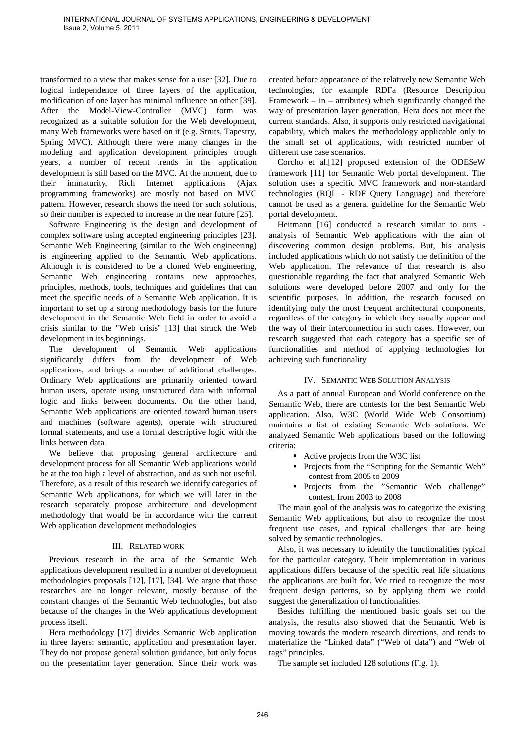transformed to a view that makes sense for a user [32]. Due to logical independence of three layers of the application, modification of one layer has minimal influence on other [39]. After the Model-View-Controller (MVC) form was recognized as a suitable solution for the Web development, many Web frameworks were based on it (e.g. Struts, Tapestry, Spring MVC). Although there were many changes in the modeling and application development principles trough years, a number of recent trends in the application development is still based on the MVC. At the moment, due to their immaturity, Rich Internet applications (Ajax programming frameworks) are mostly not based on MVC pattern. However, research shows the need for such solutions, so their number is expected to increase in the near future [25].

Software Engineering is the design and development of complex software using accepted engineering principles [23]. Semantic Web Engineering (similar to the Web engineering) is engineering applied to the Semantic Web applications. Although it is considered to be a cloned Web engineering, Semantic Web engineering contains new approaches, principles, methods, tools, techniques and guidelines that can meet the specific needs of a Semantic Web application. It is important to set up a strong methodology basis for the future development in the Semantic Web field in order to avoid a crisis similar to the "Web crisis" [13] that struck the Web development in its beginnings.

The development of Semantic Web applications significantly differs from the development of Web applications, and brings a number of additional challenges. Ordinary Web applications are primarily oriented toward human users, operate using unstructured data with informal logic and links between documents. On the other hand, Semantic Web applications are oriented toward human users and machines (software agents), operate with structured formal statements, and use a formal descriptive logic with the links between data.

We believe that proposing general architecture and development process for all Semantic Web applications would be at the too high a level of abstraction, and as such not useful. Therefore, as a result of this research we identify categories of Semantic Web applications, for which we will later in the research separately propose architecture and development methodology that would be in accordance with the current Web application development methodologies

## III. Related work

Previous research in the area of the Semantic Web applications development resulted in a number of development methodologies proposals [12], [17], [34]. We argue that those researches are no longer relevant, mostly because of the constant changes of the Semantic Web technologies, but also because of the changes in the Web applications development process itself.

Hera methodology [17] divides Semantic Web application in three layers: semantic, application and presentation layer. They do not propose general solution guidance, but only focus on the presentation layer generation. Since their work was created before appearance of the relatively new Semantic Web technologies, for example RDFa (Resource Description Framework – in – attributes) which significantly changed the way of presentation layer generation, Hera does not meet the current standards. Also, it supports only restricted navigational capability, which makes the methodology applicable only to the small set of applications, with restricted number of different use case scenarios.

Corcho et al.[12] proposed extension of the ODESeW framework [11] for Semantic Web portal development. The solution uses a specific MVC framework and non-standard technologies (RQL - RDF Query Language) and therefore cannot be used as a general guideline for the Semantic Web portal development.

Heitmann [16] conducted a research similar to ours - analysis of Semantic Web applications with the aim of discovering common design problems. But, his analysis included applications which do not satisfy the definition of the Web application. The relevance of that research is also questionable regarding the fact that analyzed Semantic Web solutions were developed before 2007 and only for the scientific purposes. In addition, the research focused on identifying only the most frequent architectural components, regardless of the category in which they usually appear and the way of their interconnection in such cases. However, our research suggested that each category has a specific set of functionalities and method of applying technologies for achieving such functionality.

## IV. Semantic Web Solution Analysis

As a part of annual European and World conference on the Semantic Web, there are contests for the best Semantic Web application. Also, W3C (World Wide Web Consortium) maintains a list of existing Semantic Web solutions. We analyzed Semantic Web applications based on the following criteria:

- Active projects from the W3C list
- Projects from the "Scripting for the Semantic Web" contest from 2005 to 2009
- Projects from the "Semantic Web challenge" contest, from 2003 to 2008

The main goal of the analysis was to categorize the existing Semantic Web applications, but also to recognize the most frequent use cases, and typical challenges that are being solved by semantic technologies.

Also, it was necessary to identify the functionalities typical for the particular category. Their implementation in various applications differs because of the specific real life situations the applications are built for. We tried to recognize the most frequent design patterns, so by applying them we could suggest the generalization of functionalities.

Besides fulfilling the mentioned basic goals set on the analysis, the results also showed that the Semantic Web is moving towards the modern research directions, and tends to materialize the "Linked data" ("Web of data") and "Web of tags" principles.

The sample set included 128 solutions (Fig. 1).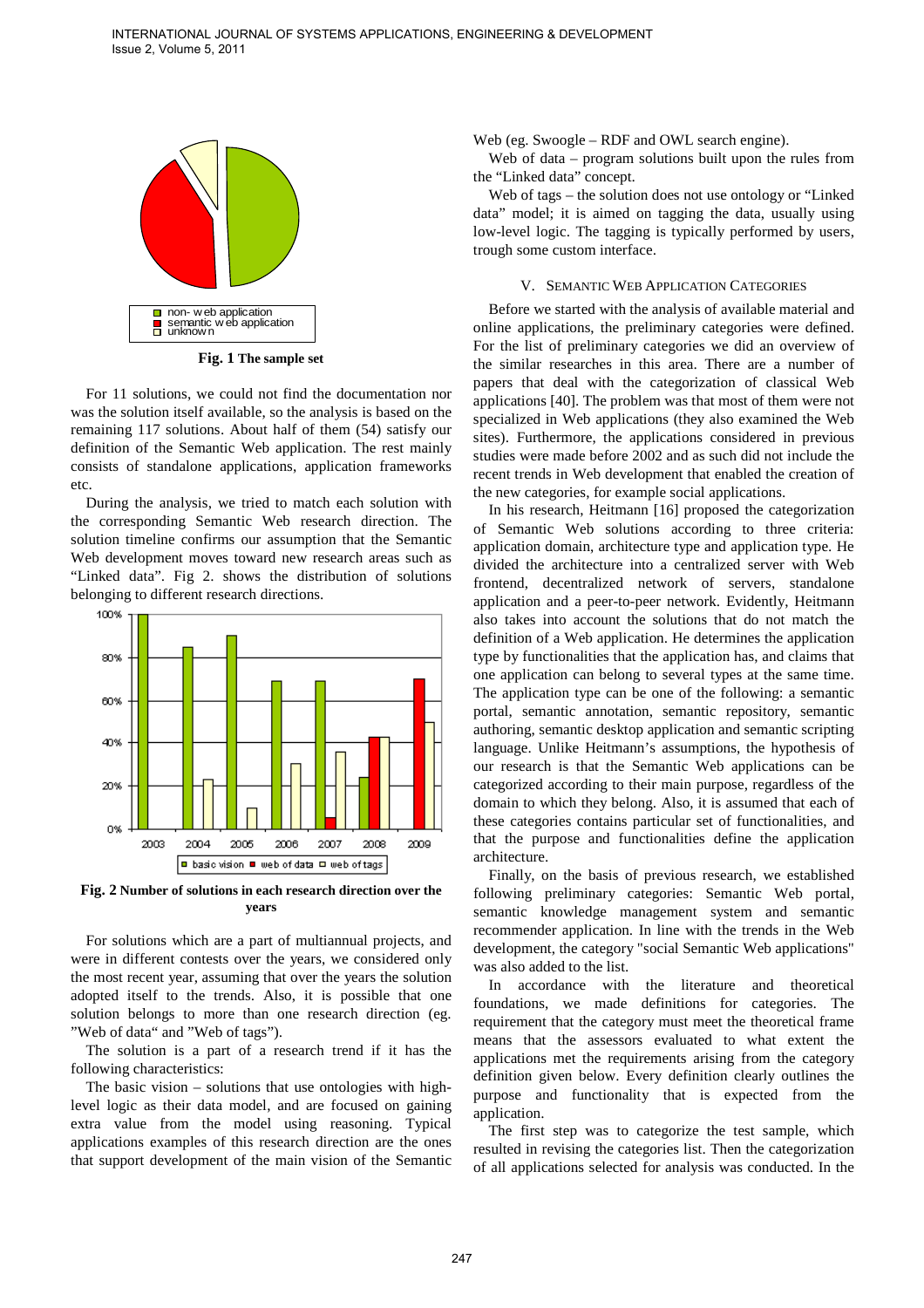Fig. 1 The sample set

For 11 solutions, we could not find the documentation nor was the solution itself available, so the analysis is based on the remaining 117 solutions. About half of them (54) satisfy our definition of the Semantic Web application. The rest mainly consists of standalone applications, application frameworks etc.

During the analysis, we tried to match each solution with the corresponding Semantic Web research direction. The solution timeline confirms our assumption that the Semantic Web development moves toward new research areas such as "Linked data". Fig 2. shows the distribution of solutions belonging to different research directions.

Fig. 2 Number of solutions in each research direction over the years

For solutions which are a part of multiannual projects, and were in different contests over the years, we considered only the most recent year, assuming that over the years the solution adopted itself to the trends. Also, it is possible that one solution belongs to more than one research direction (eg. "Web of data" and "Web of tags").

The solution is a part of a research trend if it has the following characteristics:

The basic vision – solutions that use ontologies with high-level logic as their data model, and are focused on gaining extra value from the model using reasoning. Typical applications examples of this research direction are the ones that support development of the main vision of the Semantic Web (eg. Swoogle – RDF and OWL search engine).

Web of data – program solutions built upon the rules from the "Linked data" concept.

Web of tags – the solution does not use ontology or "Linked data" model; it is aimed on tagging the data, usually using low-level logic. The tagging is typically performed by users, trough some custom interface.

## V. Semantic Web Application Categories

Before we started with the analysis of available material and online applications, the preliminary categories were defined. For the list of preliminary categories we did an overview of the similar researches in this area. There are a number of papers that deal with the categorization of classical Web applications [40]. The problem was that most of them were not specialized in Web applications (they also examined the Web sites). Furthermore, the applications considered in previous studies were made before 2002 and as such did not include the recent trends in Web development that enabled the creation of the new categories, for example social applications.

In his research, Heitmann [16] proposed the categorization of Semantic Web solutions according to three criteria: application domain, architecture type and application type. He divided the architecture into a centralized server with Web frontend, decentralized network of servers, standalone application and a peer-to-peer network. Evidently, Heitmann also takes into account the solutions that do not match the definition of a Web application. He determines the application type by functionalities that the application has, and claims that one application can belong to several types at the same time. The application type can be one of the following: a semantic portal, semantic annotation, semantic repository, semantic authoring, semantic desktop application and semantic scripting language. Unlike Heitmann's assumptions, the hypothesis of our research is that the Semantic Web applications can be categorized according to their main purpose, regardless of the domain to which they belong. Also, it is assumed that each of these categories contains particular set of functionalities, and that the purpose and functionalities define the application architecture.

Finally, on the basis of previous research, we established following preliminary categories: Semantic Web portal, semantic knowledge management system and semantic recommender application. In line with the trends in the Web development, the category "social Semantic Web applications" was also added to the list.

In accordance with the literature and theoretical foundations, we made definitions for categories. The requirement that the category must meet the theoretical frame means that the assessors evaluated to what extent the applications met the requirements arising from the category definition given below. Every definition clearly outlines the purpose and functionality that is expected from the application.

The first step was to categorize the test sample, which resulted in revising the categories list. Then the categorization of all applications selected for analysis was conducted. In the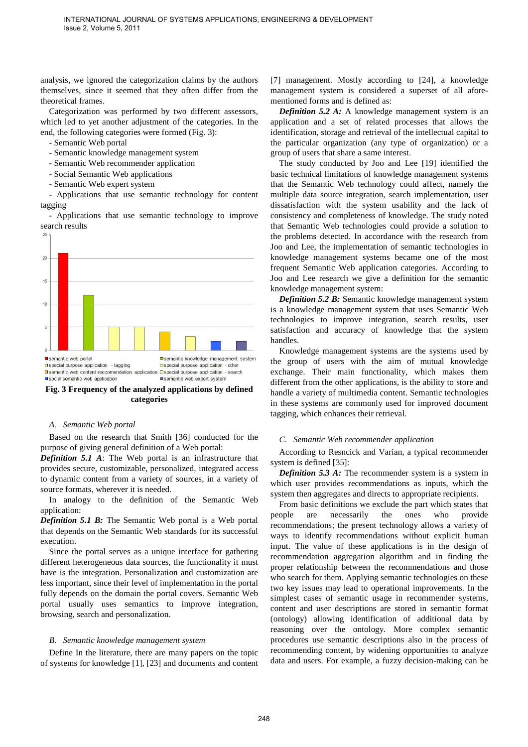analysis, we ignored the categorization claims by the authors themselves, since it seemed that they often differ from the theoretical frames.

Categorization was performed by two different assessors, which led to yet another adjustment of the categories. In the end, the following categories were formed (Fig. 3):

- Semantic Web portal
- Semantic knowledge management system
- Semantic Web recommender application
- Social Semantic Web applications
- Semantic Web expert system
- Applications that use semantic technology for content tagging
- Applications that use semantic technology to improve search results

**Fig. 3 Frequency of the analyzed applications by defined categories**

### A. Semantic Web portal

Based on the research that Smith [36] conducted for the purpose of giving general definition of a Web portal:

***Definition 5.1 A***: The Web portal is an infrastructure that provides secure, customizable, personalized, integrated access to dynamic content from a variety of sources, in a variety of source formats, wherever it is needed.

In analogy to the definition of the Semantic Web application:

***Definition 5.1 B:*** The Semantic Web portal is a Web portal that depends on the Semantic Web standards for its successful execution.

Since the portal serves as a unique interface for gathering different heterogeneous data sources, the functionality it must have is the integration. Personalization and customization are less important, since their level of implementation in the portal fully depends on the domain the portal covers. Semantic Web portal usually uses semantics to improve integration, browsing, search and personalization.

### B. Semantic knowledge management system

Define In the literature, there are many papers on the topic of systems for knowledge [1], [23] and documents and content [7] management. Mostly according to [24], a knowledge management system is considered a superset of all afore-mentioned forms and is defined as:

***Definition 5.2 A:*** A knowledge management system is an application and a set of related processes that allows the identification, storage and retrieval of the intellectual capital to the particular organization (any type of organization) or a group of users that share a same interest.

The study conducted by Joo and Lee [19] identified the basic technical limitations of knowledge management systems that the Semantic Web technology could affect, namely the multiple data source integration, search implementation, user dissatisfaction with the system usability and the lack of consistency and completeness of knowledge. The study noted that Semantic Web technologies could provide a solution to the problems detected. In accordance with the research from Joo and Lee, the implementation of semantic technologies in knowledge management systems became one of the most frequent Semantic Web application categories. According to Joo and Lee research we give a definition for the semantic knowledge management system:

***Definition 5.2 B:*** Semantic knowledge management system is a knowledge management system that uses Semantic Web technologies to improve integration, search results, user satisfaction and accuracy of knowledge that the system handles.

Knowledge management systems are the systems used by the group of users with the aim of mutual knowledge exchange. Their main functionality, which makes them different from the other applications, is the ability to store and handle a variety of multimedia content. Semantic technologies in these systems are commonly used for improved document tagging, which enhances their retrieval.

### C. Semantic Web recommender application

According to Resncick and Varian, a typical recommender system is defined [35]:

***Definition 5.3 A:*** The recommender system is a system in which user provides recommendations as inputs, which the system then aggregates and directs to appropriate recipients.

From basic definitions we exclude the part which states that people are necessarily the ones who provide recommendations; the present technology allows a variety of ways to identify recommendations without explicit human input. The value of these applications is in the design of recommendation aggregation algorithm and in finding the proper relationship between the recommendations and those who search for them. Applying semantic technologies on these two key issues may lead to operational improvements. In the simplest cases of semantic usage in recommender systems, content and user descriptions are stored in semantic format (ontology) allowing identification of additional data by reasoning over the ontology. More complex semantic procedures use semantic descriptions also in the process of recommending content, by widening opportunities to analyze data and users. For example, a fuzzy decision-making can be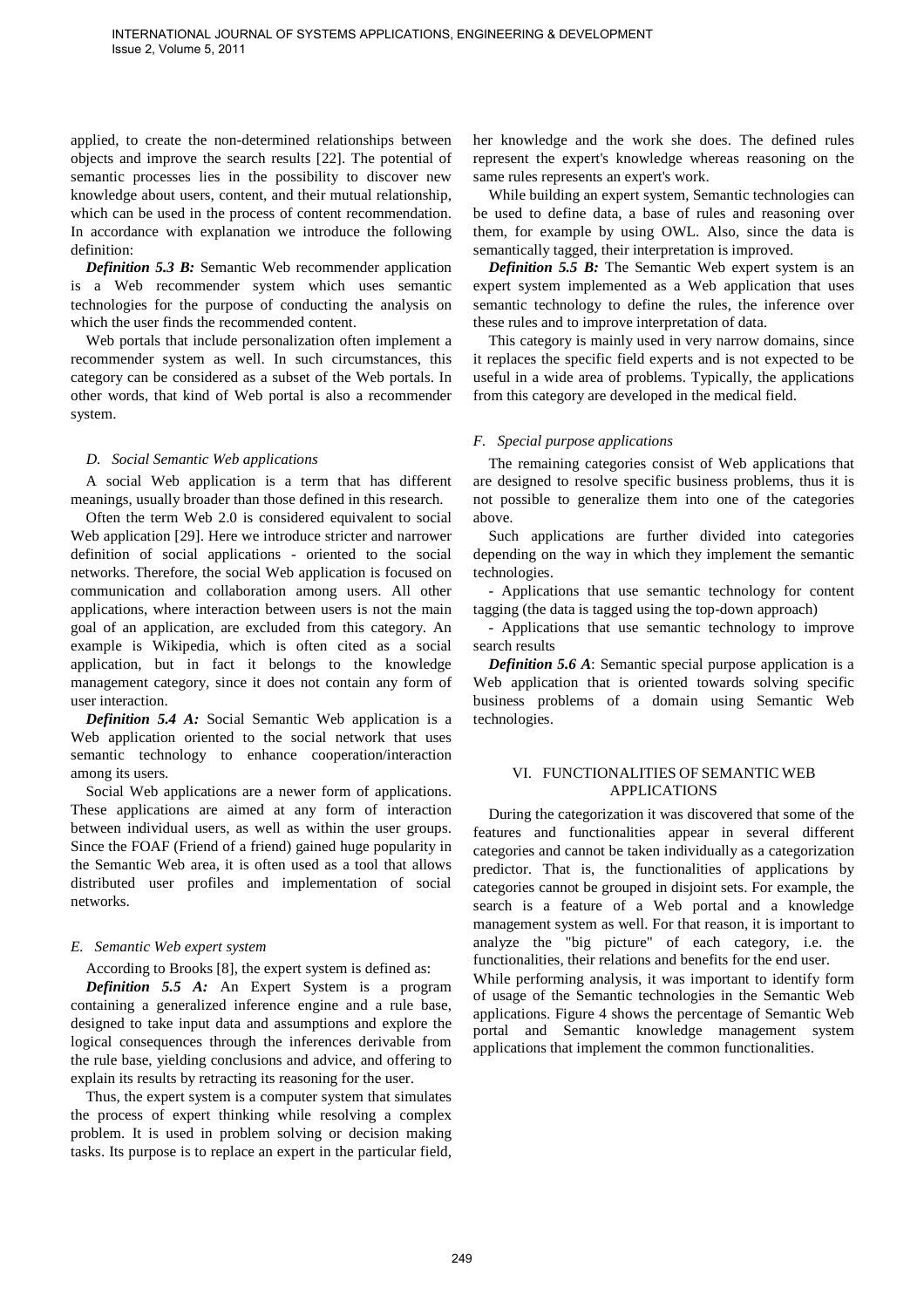applied, to create the non-determined relationships between objects and improve the search results [22]. The potential of semantic processes lies in the possibility to discover new knowledge about users, content, and their mutual relationship, which can be used in the process of content recommendation. In accordance with explanation we introduce the following definition:

***Definition 5.3 B:*** Semantic Web recommender application is a Web recommender system which uses semantic technologies for the purpose of conducting the analysis on which the user finds the recommended content.

Web portals that include personalization often implement a recommender system as well. In such circumstances, this category can be considered as a subset of the Web portals. In other words, that kind of Web portal is also a recommender system.

### *D. Social Semantic Web applications*

A social Web application is a term that has different meanings, usually broader than those defined in this research.

Often the term Web 2.0 is considered equivalent to social Web application [29]. Here we introduce stricter and narrower definition of social applications - oriented to the social networks. Therefore, the social Web application is focused on communication and collaboration among users. All other applications, where interaction between users is not the main goal of an application, are excluded from this category. An example is Wikipedia, which is often cited as a social application, but in fact it belongs to the knowledge management category, since it does not contain any form of user interaction.

***Definition 5.4 A:*** Social Semantic Web application is a Web application oriented to the social network that uses semantic technology to enhance cooperation/interaction among its users.

Social Web applications are a newer form of applications. These applications are aimed at any form of interaction between individual users, as well as within the user groups. Since the FOAF (Friend of a friend) gained huge popularity in the Semantic Web area, it is often used as a tool that allows distributed user profiles and implementation of social networks.

### *E. Semantic Web expert system*

According to Brooks [8], the expert system is defined as:

***Definition 5.5 A:*** An Expert System is a program containing a generalized inference engine and a rule base, designed to take input data and assumptions and explore the logical consequences through the inferences derivable from the rule base, yielding conclusions and advice, and offering to explain its results by retracting its reasoning for the user.

Thus, the expert system is a computer system that simulates the process of expert thinking while resolving a complex problem. It is used in problem solving or decision making tasks. Its purpose is to replace an expert in the particular field, her knowledge and the work she does. The defined rules represent the expert's knowledge whereas reasoning on the same rules represents an expert's work.

While building an expert system, Semantic technologies can be used to define data, a base of rules and reasoning over them, for example by using OWL. Also, since the data is semantically tagged, their interpretation is improved.

***Definition 5.5 B:*** The Semantic Web expert system is an expert system implemented as a Web application that uses semantic technology to define the rules, the inference over these rules and to improve interpretation of data.

This category is mainly used in very narrow domains, since it replaces the specific field experts and is not expected to be useful in a wide area of problems. Typically, the applications from this category are developed in the medical field.

### *F. Special purpose applications*

The remaining categories consist of Web applications that are designed to resolve specific business problems, thus it is not possible to generalize them into one of the categories above.

Such applications are further divided into categories depending on the way in which they implement the semantic technologies.

- Applications that use semantic technology for content tagging (the data is tagged using the top-down approach)
- Applications that use semantic technology to improve search results

***Definition 5.6 A*:** Semantic special purpose application is a Web application that is oriented towards solving specific business problems of a domain using Semantic Web technologies.

## VI. FUNCTIONALITIES OF SEMANTIC WEB APPLICATIONS

During the categorization it was discovered that some of the features and functionalities appear in several different categories and cannot be taken individually as a categorization predictor. That is, the functionalities of applications by categories cannot be grouped in disjoint sets. For example, the search is a feature of a Web portal and a knowledge management system as well. For that reason, it is important to analyze the "big picture" of each category, i.e. the functionalities, their relations and benefits for the end user.

While performing analysis, it was important to identify form of usage of the Semantic technologies in the Semantic Web applications. Figure 4 shows the percentage of Semantic Web portal and Semantic knowledge management system applications that implement the common functionalities.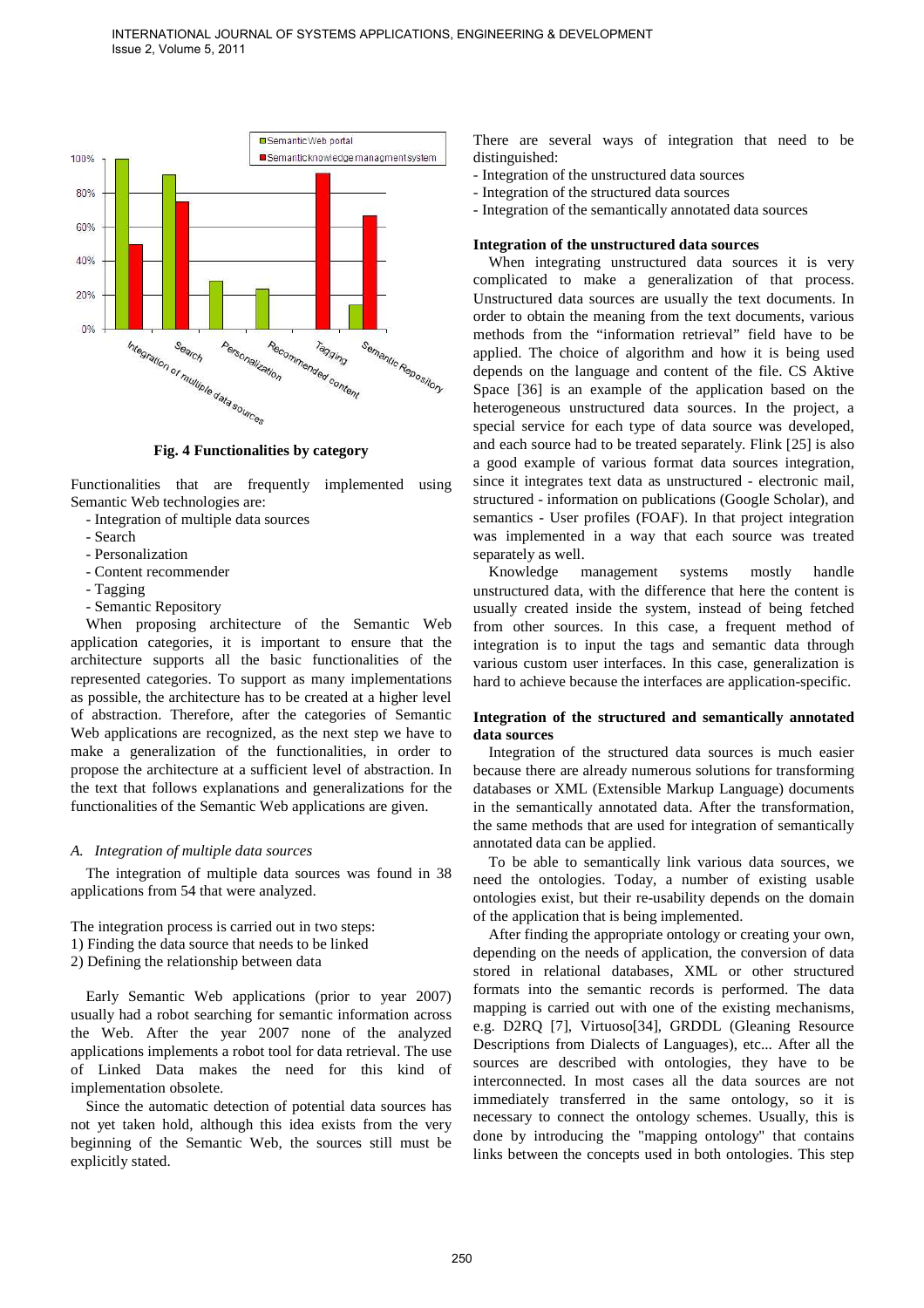Fig. 4 Functionalities by category

Functionalities that are frequently implemented using Semantic Web technologies are:

- Integration of multiple data sources
- Search
- Personalization
- Content recommender
- Tagging
- Semantic Repository

When proposing architecture of the Semantic Web application categories, it is important to ensure that the architecture supports all the basic functionalities of the represented categories. To support as many implementations as possible, the architecture has to be created at a higher level of abstraction. Therefore, after the categories of Semantic Web applications are recognized, as the next step we have to make a generalization of the functionalities, in order to propose the architecture at a sufficient level of abstraction. In the text that follows explanations and generalizations for the functionalities of the Semantic Web applications are given.

### *A. Integration of multiple data sources*

The integration of multiple data sources was found in 38 applications from 54 that were analyzed.

The integration process is carried out in two steps:

1) Finding the data source that needs to be linked
2) Defining the relationship between data

Early Semantic Web applications (prior to year 2007) usually had a robot searching for semantic information across the Web. After the year 2007 none of the analyzed applications implements a robot tool for data retrieval. The use of Linked Data makes the need for this kind of implementation obsolete.

Since the automatic detection of potential data sources has not yet taken hold, although this idea exists from the very beginning of the Semantic Web, the sources still must be explicitly stated.

There are several ways of integration that need to be distinguished:

- Integration of the unstructured data sources
- Integration of the structured data sources
- Integration of the semantically annotated data sources

**Integration of the unstructured data sources**

When integrating unstructured data sources it is very complicated to make a generalization of that process. Unstructured data sources are usually the text documents. In order to obtain the meaning from the text documents, various methods from the "information retrieval" field have to be applied. The choice of algorithm and how it is being used depends on the language and content of the file. CS Aktive Space [36] is an example of the application based on the heterogeneous unstructured data sources. In the project, a special service for each type of data source was developed, and each source had to be treated separately. Flink [25] is also a good example of various format data sources integration, since it integrates text data as unstructured - electronic mail, structured - information on publications (Google Scholar), and semantics - User profiles (FOAF). In that project integration was implemented in a way that each source was treated separately as well.

Knowledge management systems mostly handle unstructured data, with the difference that here the content is usually created inside the system, instead of being fetched from other sources. In this case, a frequent method of integration is to input the tags and semantic data through various custom user interfaces. In this case, generalization is hard to achieve because the interfaces are application-specific.

**Integration of the structured and semantically annotated data sources**

Integration of the structured data sources is much easier because there are already numerous solutions for transforming databases or XML (Extensible Markup Language) documents in the semantically annotated data. After the transformation, the same methods that are used for integration of semantically annotated data can be applied.

To be able to semantically link various data sources, we need the ontologies. Today, a number of existing usable ontologies exist, but their re-usability depends on the domain of the application that is being implemented.

After finding the appropriate ontology or creating your own, depending on the needs of application, the conversion of data stored in relational databases, XML or other structured formats into the semantic records is performed. The data mapping is carried out with one of the existing mechanisms, e.g. D2RQ [7], Virtuoso[34], GRDDL (Gleaning Resource Descriptions from Dialects of Languages), etc... After all the sources are described with ontologies, they have to be interconnected. In most cases all the data sources are not immediately transferred in the same ontology, so it is necessary to connect the ontology schemes. Usually, this is done by introducing the "mapping ontology" that contains links between the concepts used in both ontologies. This step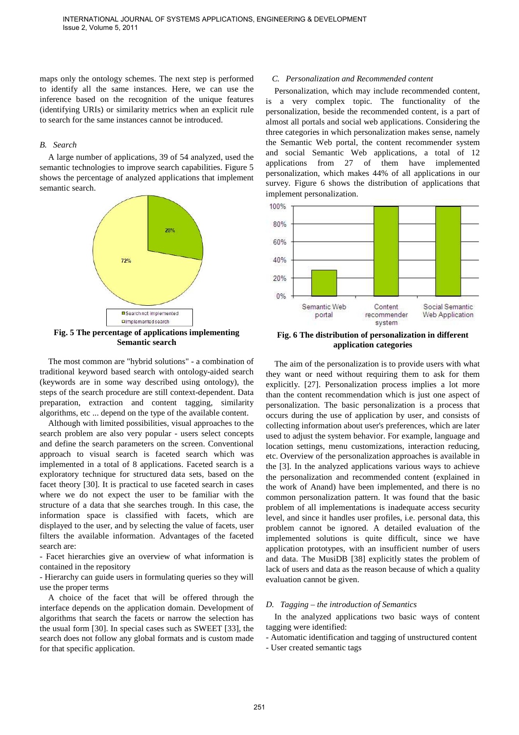maps only the ontology schemes. The next step is performed to identify all the same instances. Here, we can use the inference based on the recognition of the unique features (identifying URIs) or similarity metrics when an explicit rule to search for the same instances cannot be introduced.

### *B. Search*

A large number of applications, 39 of 54 analyzed, used the semantic technologies to improve search capabilities. Figure 5 shows the percentage of analyzed applications that implement semantic search.

**Fig. 5 The percentage of applications implementing Semantic search**

The most common are "hybrid solutions" - a combination of traditional keyword based search with ontology-aided search (keywords are in some way described using ontology), the steps of the search procedure are still context-dependent. Data preparation, extraction and content tagging, similarity algorithms, etc ... depend on the type of the available content.

Although with limited possibilities, visual approaches to the search problem are also very popular - users select concepts and define the search parameters on the screen. Conventional approach to visual search is faceted search which was implemented in a total of 8 applications. Faceted search is a exploratory technique for structured data sets, based on the facet theory [30]. It is practical to use faceted search in cases where we do not expect the user to be familiar with the structure of a data that she searches trough. In this case, the information space is classified with facets, which are displayed to the user, and by selecting the value of facets, user filters the available information. Advantages of the faceted search are:

- Facet hierarchies give an overview of what information is contained in the repository
- Hierarchy can guide users in formulating queries so they will use the proper terms

A choice of the facet that will be offered through the interface depends on the application domain. Development of algorithms that search the facets or narrow the selection has the usual form [30]. In special cases such as SWEET [33], the search does not follow any global formats and is custom made for that specific application.

### *C. Personalization and Recommended content*

Personalization, which may include recommended content, is a very complex topic. The functionality of the personalization, beside the recommended content, is a part of almost all portals and social web applications. Considering the three categories in which personalization makes sense, namely the Semantic Web portal, the content recommender system and social Semantic Web applications, a total of 12 applications from 27 of them have implemented personalization, which makes 44% of all applications in our survey. Figure 6 shows the distribution of applications that implement personalization.

**Fig. 6 The distribution of personalization in different application categories**

The aim of the personalization is to provide users with what they want or need without requiring them to ask for them explicitly. [27]. Personalization process implies a lot more than the content recommendation which is just one aspect of personalization. The basic personalization is a process that occurs during the use of application by user, and consists of collecting information about user's preferences, which are later used to adjust the system behavior. For example, language and location settings, menu customizations, interaction reducing, etc. Overview of the personalization approaches is available in the [3]. In the analyzed applications various ways to achieve the personalization and recommended content (explained in the work of Anand) have been implemented, and there is no common personalization pattern. It was found that the basic problem of all implementations is inadequate access security level, and since it handles user profiles, i.e. personal data, this problem cannot be ignored. A detailed evaluation of the implemented solutions is quite difficult, since we have application prototypes, with an insufficient number of users and data. The MusiDB [38] explicitly states the problem of lack of users and data as the reason because of which a quality evaluation cannot be given.

### *D. Tagging – the introduction of Semantics*

In the analyzed applications two basic ways of content tagging were identified:

- Automatic identification and tagging of unstructured content
- User created semantic tags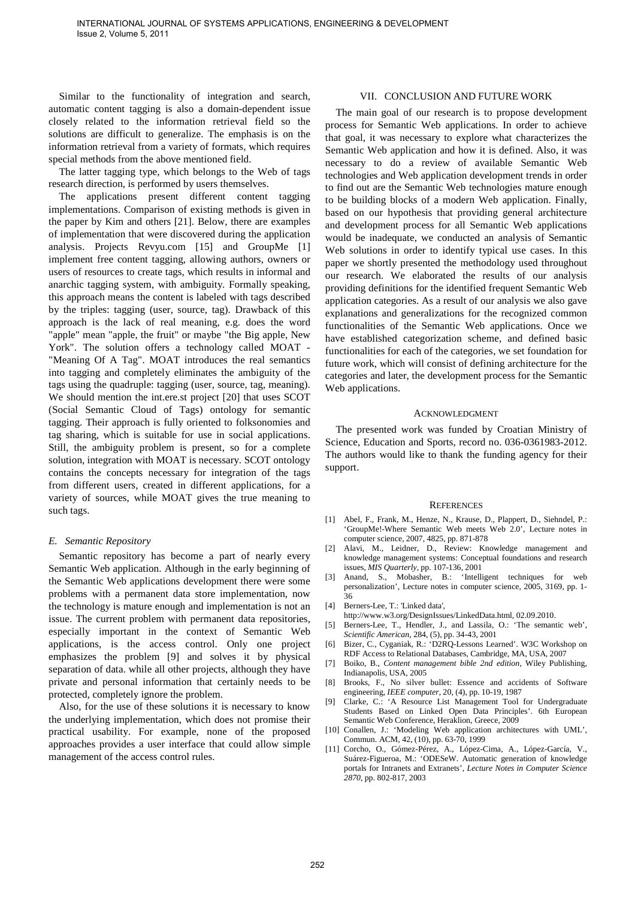Similar to the functionality of integration and search, automatic content tagging is also a domain-dependent issue closely related to the information retrieval field so the solutions are difficult to generalize. The emphasis is on the information retrieval from a variety of formats, which requires special methods from the above mentioned field.

The latter tagging type, which belongs to the Web of tags research direction, is performed by users themselves.

The applications present different content tagging implementations. Comparison of existing methods is given in the paper by Kim and others [21]. Below, there are examples of implementation that were discovered during the application analysis. Projects Revyu.com [15] and GroupMe [1] implement free content tagging, allowing authors, owners or users of resources to create tags, which results in informal and anarchic tagging system, with ambiguity. Formally speaking, this approach means the content is labeled with tags described by the triples: tagging (user, source, tag). Drawback of this approach is the lack of real meaning, e.g. does the word "apple" mean "apple, the fruit" or maybe "the Big apple, New York". The solution offers a technology called MOAT - "Meaning Of A Tag". MOAT introduces the real semantics into tagging and completely eliminates the ambiguity of the tags using the quadruple: tagging (user, source, tag, meaning). We should mention the int.ere.st project [20] that uses SCOT (Social Semantic Cloud of Tags) ontology for semantic tagging. Their approach is fully oriented to folksonomies and tag sharing, which is suitable for use in social applications. Still, the ambiguity problem is present, so for a complete solution, integration with MOAT is necessary. SCOT ontology contains the concepts necessary for integration of the tags from different users, created in different applications, for a variety of sources, while MOAT gives the true meaning to such tags.

### *E. Semantic Repository*

Semantic repository has become a part of nearly every Semantic Web application. Although in the early beginning of the Semantic Web applications development there were some problems with a permanent data store implementation, now the technology is mature enough and implementation is not an issue. The current problem with permanent data repositories, especially important in the context of Semantic Web applications, is the access control. Only one project emphasizes the problem [9] and solves it by physical separation of data. while all other projects, although they have private and personal information that certainly needs to be protected, completely ignore the problem.

Also, for the use of these solutions it is necessary to know the underlying implementation, which does not promise their practical usability. For example, none of the proposed approaches provides a user interface that could allow simple management of the access control rules.

## VII. Conclusion and Future Work

The main goal of our research is to propose development process for Semantic Web applications. In order to achieve that goal, it was necessary to explore what characterizes the Semantic Web application and how it is defined. Also, it was necessary to do a review of available Semantic Web technologies and Web application development trends in order to find out are the Semantic Web technologies mature enough to be building blocks of a modern Web application. Finally, based on our hypothesis that providing general architecture and development process for all Semantic Web applications would be inadequate, we conducted an analysis of Semantic Web solutions in order to identify typical use cases. In this paper we shortly presented the methodology used throughout our research. We elaborated the results of our analysis providing definitions for the identified frequent Semantic Web application categories. As a result of our analysis we also gave explanations and generalizations for the recognized common functionalities of the Semantic Web applications. Once we have established categorization scheme, and defined basic functionalities for each of the categories, we set foundation for future work, which will consist of defining architecture for the categories and later, the development process for the Semantic Web applications.

## Acknowledgment

The presented work was funded by Croatian Ministry of Science, Education and Sports, record no. 036-0361983-2012. The authors would like to thank the funding agency for their support.

## References

[1] Abel, F., Frank, M., Henze, N., Krause, D., Plappert, D., Siehndel, P.: 'GroupMe!-Where Semantic Web meets Web 2.0', Lecture notes in computer science, 2007, 4825, pp. 871-878

[2] Alavi, M., Leidner, D., Review: Knowledge management and knowledge management systems: Conceptual foundations and research issues, *MIS Quarterly*, pp. 107-136, 2001

[3] Anand, S., Mobasher, B.: 'Intelligent techniques for web personalization', Lecture notes in computer science, 2005, 3169, pp. 1-36

[4] Berners-Lee, T.: 'Linked data', http://www.w3.org/DesignIssues/LinkedData.html, 02.09.2010.

[5] Berners-Lee, T., Hendler, J., and Lassila, O.: 'The semantic web', *Scientific American*, 284, (5), pp. 34-43, 2001

[6] Bizer, C., Cyganiak, R.: 'D2RQ-Lessons Learned'. W3C Workshop on RDF Access to Relational Databases, Cambridge, MA, USA, 2007

[7] Boiko, B., *Content management bible 2nd edition*, Wiley Publishing, Indianapolis, USA, 2005

[8] Brooks, F., No silver bullet: Essence and accidents of Software engineering, *IEEE computer*, 20, (4), pp. 10-19, 1987

[9] Clarke, C.: 'A Resource List Management Tool for Undergraduate Students Based on Linked Open Data Principles'. 6th European Semantic Web Conference, Heraklion, Greece, 2009

[10] Conallen, J.: 'Modeling Web application architectures with UML', Commun. ACM, 42, (10), pp. 63-70, 1999

[11] Corcho, O., Gómez-Pérez, A., López-Cima, A., López-García, V., Suárez-Figueroa, M.: 'ODESeW. Automatic generation of knowledge portals for Intranets and Extranets', *Lecture Notes in Computer Science 2870*, pp. 802-817, 2003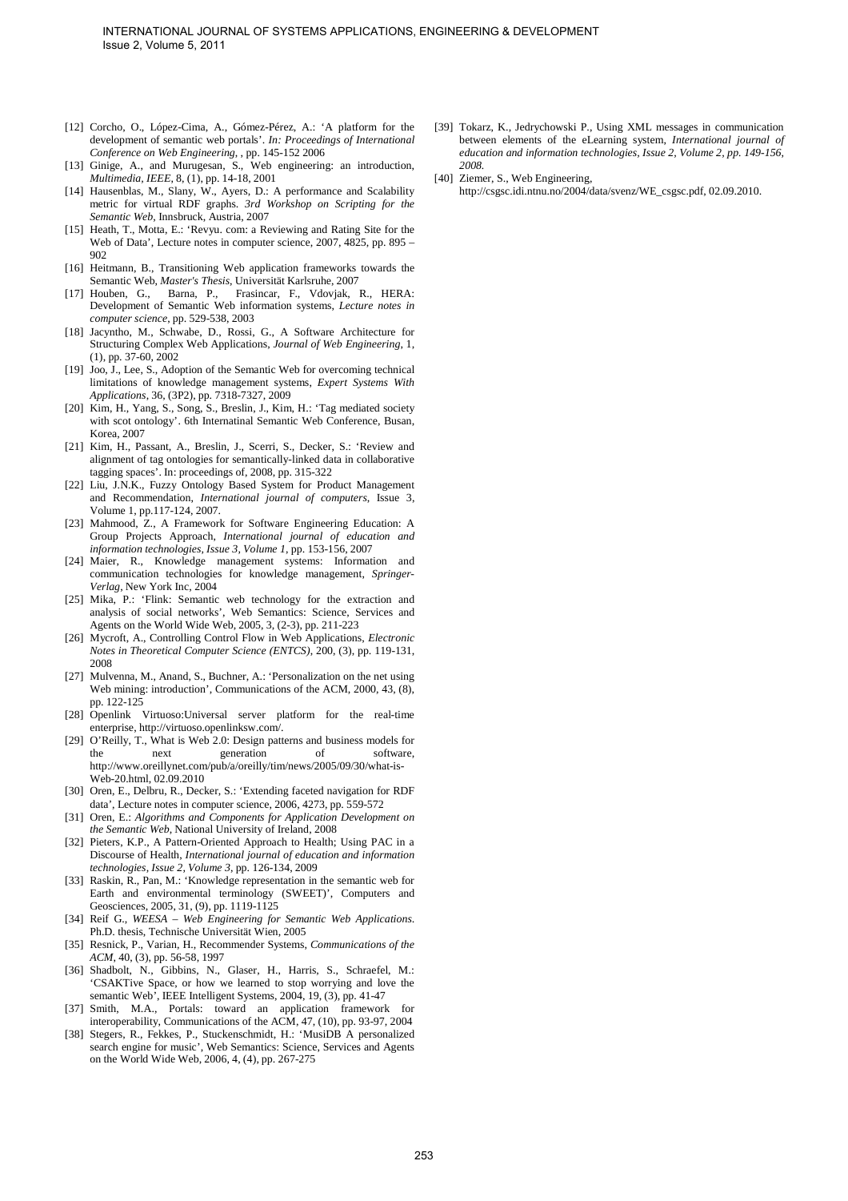[12] Corcho, O., López-Cima, A., Gómez-Pérez, A.: 'A platform for the development of semantic web portals'. *In: Proceedings of International Conference on Web Engineering*, , pp. 145-152 2006

[13] Ginige, A., and Murugesan, S., Web engineering: an introduction, *Multimedia, IEEE*, 8, (1), pp. 14-18, 2001

[14] Hausenblas, M., Slany, W., Ayers, D.: A performance and Scalability metric for virtual RDF graphs. *3rd Workshop on Scripting for the Semantic Web*, Innsbruck, Austria, 2007

[15] Heath, T., Motta, E.: 'Revyu. com: a Reviewing and Rating Site for the Web of Data', Lecture notes in computer science, 2007, 4825, pp. 895 – 902

[16] Heitmann, B., Transitioning Web application frameworks towards the Semantic Web, *Master's Thesis*, Universität Karlsruhe, 2007

[17] Houben, G., Barna, P., Frasincar, F., Vdovjak, R., HERA: Development of Semantic Web information systems, *Lecture notes in computer science*, pp. 529-538, 2003

[18] Jacyntho, M., Schwabe, D., Rossi, G., A Software Architecture for Structuring Complex Web Applications, *Journal of Web Engineering*, 1, (1), pp. 37-60, 2002

[19] Joo, J., Lee, S., Adoption of the Semantic Web for overcoming technical limitations of knowledge management systems, *Expert Systems With Applications*, 36, (3P2), pp. 7318-7327, 2009

[20] Kim, H., Yang, S., Song, S., Breslin, J., Kim, H.: 'Tag mediated society with scot ontology'. 6th Internatinal Semantic Web Conference, Busan, Korea, 2007

[21] Kim, H., Passant, A., Breslin, J., Scerri, S., Decker, S.: 'Review and alignment of tag ontologies for semantically-linked data in collaborative tagging spaces'. In: proceedings of, 2008, pp. 315-322

[22] Liu, J.N.K., Fuzzy Ontology Based System for Product Management and Recommendation, *International journal of computers*, Issue 3, Volume 1, pp.117-124, 2007.

[23] Mahmood, Z., A Framework for Software Engineering Education: A Group Projects Approach, *International journal of education and information technologies, Issue 3, Volume 1*, pp. 153-156, 2007

[24] Maier, R., Knowledge management systems: Information and communication technologies for knowledge management, *Springer-Verlag*, New York Inc, 2004

[25] Mika, P.: 'Flink: Semantic web technology for the extraction and analysis of social networks', Web Semantics: Science, Services and Agents on the World Wide Web, 2005, 3, (2-3), pp. 211-223

[26] Mycroft, A., Controlling Control Flow in Web Applications, *Electronic Notes in Theoretical Computer Science (ENTCS)*, 200, (3), pp. 119-131, 2008

[27] Mulvenna, M., Anand, S., Buchner, A.: 'Personalization on the net using Web mining: introduction', Communications of the ACM, 2000, 43, (8), pp. 122-125

[28] Openlink Virtuoso:Universal server platform for the real-time enterprise, http://virtuoso.openlinksw.com/.

[29] O'Reilly, T., What is Web 2.0: Design patterns and business models for the next generation of software, http://www.oreillynet.com/pub/a/oreilly/tim/news/2005/09/30/what-is-Web-20.html, 02.09.2010

[30] Oren, E., Delbru, R., Decker, S.: 'Extending faceted navigation for RDF data', Lecture notes in computer science, 2006, 4273, pp. 559-572

[31] Oren, E.: *Algorithms and Components for Application Development on the Semantic Web*, National University of Ireland, 2008

[32] Pieters, K.P., A Pattern-Oriented Approach to Health; Using PAC in a Discourse of Health, *International journal of education and information technologies, Issue 2, Volume 3*, pp. 126-134, 2009

[33] Raskin, R., Pan, M.: 'Knowledge representation in the semantic web for Earth and environmental terminology (SWEET)', Computers and Geosciences, 2005, 31, (9), pp. 1119-1125

[34] Reif G., *WEESA – Web Engineering for Semantic Web Applications.* Ph.D. thesis, Technische Universität Wien, 2005

[35] Resnick, P., Varian, H., Recommender Systems, *Communications of the ACM*, 40, (3), pp. 56-58, 1997

[36] Shadbolt, N., Gibbins, N., Glaser, H., Harris, S., Schraefel, M.: 'CSAKTive Space, or how we learned to stop worrying and love the semantic Web', IEEE Intelligent Systems, 2004, 19, (3), pp. 41-47

[37] Smith, M.A., Portals: toward an application framework for interoperability, Communications of the ACM, 47, (10), pp. 93-97, 2004

[38] Stegers, R., Fekkes, P., Stuckenschmidt, H.: 'MusiDB A personalized search engine for music', Web Semantics: Science, Services and Agents on the World Wide Web, 2006, 4, (4), pp. 267-275

[39] Tokarz, K., Jedrychowski P., Using XML messages in communication between elements of the eLearning system, *International journal of education and information technologies, Issue 2, Volume 2, pp. 149-156, 2008.*

[40] Ziemer, S., Web Engineering, http://csgsc.idi.ntnu.no/2004/data/svenz/WE_csgsc.pdf, 02.09.2010.